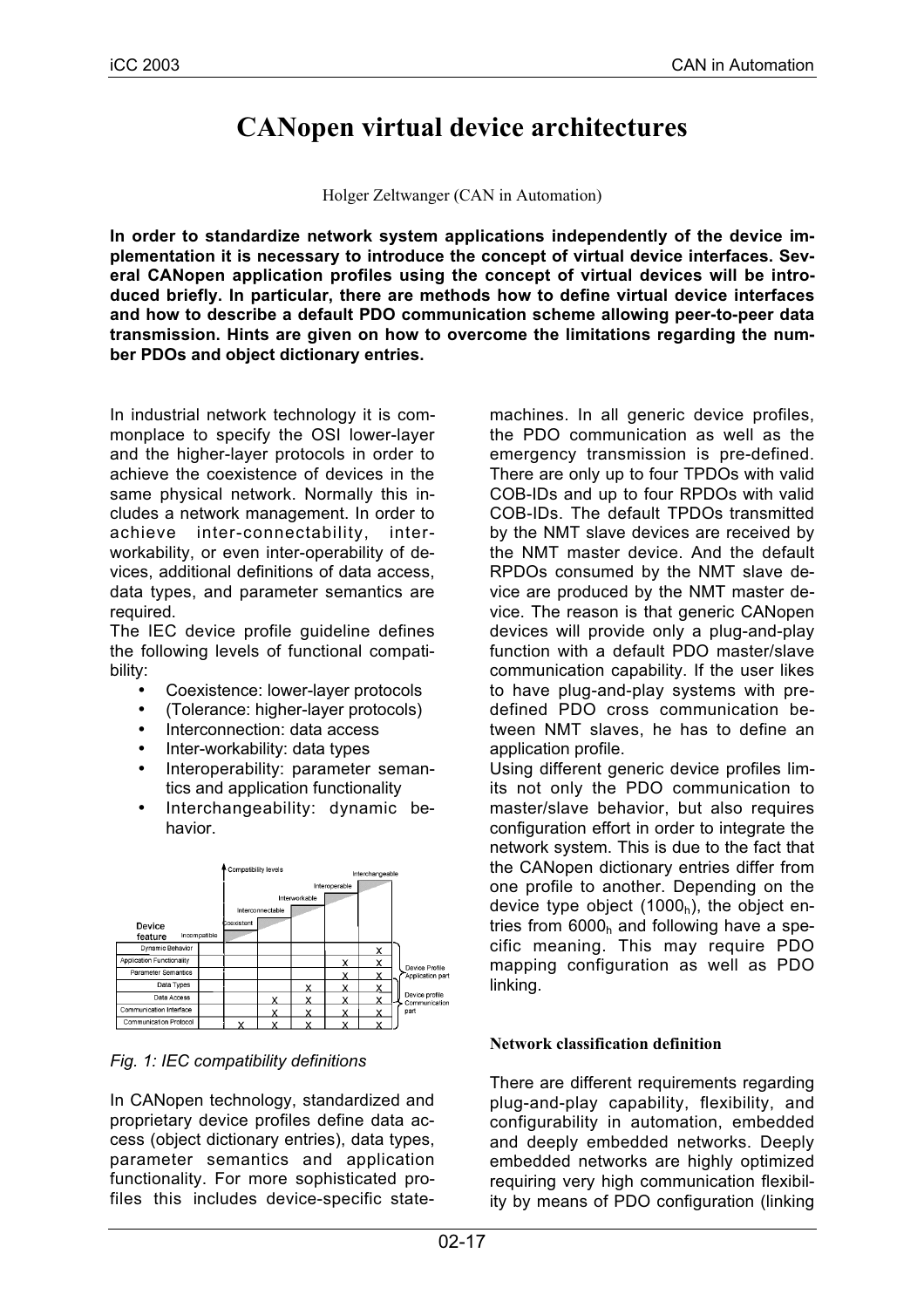# CANopen virtual device architectures

Holger Zeltwanger (CAN in Automation)

**In order to standardize network system applications independently of the device implementation it is necessary to introduce the concept of virtual device interfaces. Several CANopen application profiles using the concept of virtual devices will be introduced briefly. In particular, there are methods how to define virtual device interfaces and how to describe a default PDO communication scheme allowing peer-to-peer data transmission. Hints are given on how to overcome the limitations regarding the number PDOs and object dictionary entries.**

In industrial network technology it is commonplace to specify the OSI lower-layer and the higher-layer protocols in order to achieve the coexistence of devices in the same physical network. Normally this includes a network management. In order to achieve inter-connectability, inter-workability, or even inter-operability of devices, additional definitions of data access, data types, and parameter semantics are required.

The IEC device profile guideline defines the following levels of functional compatibility:

- Coexistence: lower-layer protocols
- (Tolerance: higher-layer protocols)
- Interconnection: data access
- Inter-workability: data types
- Interoperability: parameter semantics and application functionality
- Interchangeability: dynamic behavior.

| Device feature | Incompatible | Coexistent | Interconnectable | Interworkable | Interoperable | Interchangeable | |
|---|---|---|---|---|---|---|---|
| Dynamic Behavior | | | | | | X | Device Profile Application part |
| Application Functionality | | | | | X | X | |
| Parameter Semantics | | | | | X | X | |
| Data Types | | | | X | X | X | |
| Data Access | | | X | X | X | X | Device profile Communication part |
| Communication Interface | | | X | X | X | X | |
| Communication Protocol | | X | X | X | X | X | |

*Fig. 1: IEC compatibility definitions*

In CANopen technology, standardized and proprietary device profiles define data access (object dictionary entries), data types, parameter semantics and application functionality. For more sophisticated profiles this includes device-specific state-machines. In all generic device profiles, the PDO communication as well as the emergency transmission is pre-defined. There are only up to four TPDOs with valid COB-IDs and up to four RPDOs with valid COB-IDs. The default TPDOs transmitted by the NMT slave devices are received by the NMT master device. And the default RPDOs consumed by the NMT slave device are produced by the NMT master device. The reason is that generic CANopen devices will provide only a plug-and-play function with a default PDO master/slave communication capability. If the user likes to have plug-and-play systems with pre-defined PDO cross communication between NMT slaves, he has to define an application profile.

Using different generic device profiles limits not only the PDO communication to master/slave behavior, but also requires configuration effort in order to integrate the network system. This is due to the fact that the CANopen dictionary entries differ from one profile to another. Depending on the device type object ($1000_h$), the object entries from $6000_h$ and following have a specific meaning. This may require PDO mapping configuration as well as PDO linking.

### Network classification definition

There are different requirements regarding plug-and-play capability, flexibility, and configurability in automation, embedded and deeply embedded networks. Deeply embedded networks are highly optimized requiring very high communication flexibility by means of PDO configuration (linking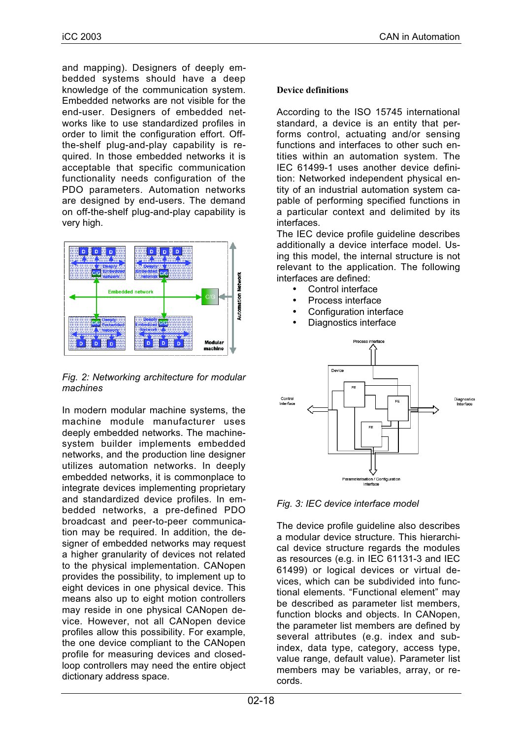and mapping). Designers of deeply embedded systems should have a deep knowledge of the communication system. Embedded networks are not visible for the end-user. Designers of embedded networks like to use standardized profiles in order to limit the configuration effort. Off-the-shelf plug-and-play capability is required. In those embedded networks it is acceptable that specific communication functionality needs configuration of the PDO parameters. Automation networks are designed by end-users. The demand on off-the-shelf plug-and-play capability is very high.

*Fig. 2: Networking architecture for modular machines*

In modern modular machine systems, the machine module manufacturer uses deeply embedded networks. The machine-system builder implements embedded networks, and the production line designer utilizes automation networks. In deeply embedded networks, it is commonplace to integrate devices implementing proprietary and standardized device profiles. In embedded networks, a pre-defined PDO broadcast and peer-to-peer communication may be required. In addition, the designer of embedded networks may request a higher granularity of devices not related to the physical implementation. CANopen provides the possibility, to implement up to eight devices in one physical device. This means also up to eight motion controllers may reside in one physical CANopen device. However, not all CANopen device profiles allow this possibility. For example, the one device compliant to the CANopen profile for measuring devices and closed-loop controllers may need the entire object dictionary address space.

**Device definitions**

According to the ISO 15745 international standard, a device is an entity that performs control, actuating and/or sensing functions and interfaces to other such entities within an automation system. The IEC 61499-1 uses another device definition: Networked independent physical entity of an industrial automation system capable of performing specified functions in a particular context and delimited by its interfaces.

The IEC device profile guideline describes additionally a device interface model. Using this model, the internal structure is not relevant to the application. The following interfaces are defined:

- Control interface
- Process interface
- Configuration interface
- Diagnostics interface

*Fig. 3: IEC device interface model*

The device profile guideline also describes a modular device structure. This hierarchical device structure regards the modules as resources (e.g. in IEC 61131-3 and IEC 61499) or logical devices or virtual devices, which can be subdivided into functional elements. “Functional element” may be described as parameter list members, function blocks and objects. In CANopen, the parameter list members are defined by several attributes (e.g. index and sub-index, data type, category, access type, value range, default value). Parameter list members may be variables, array, or records.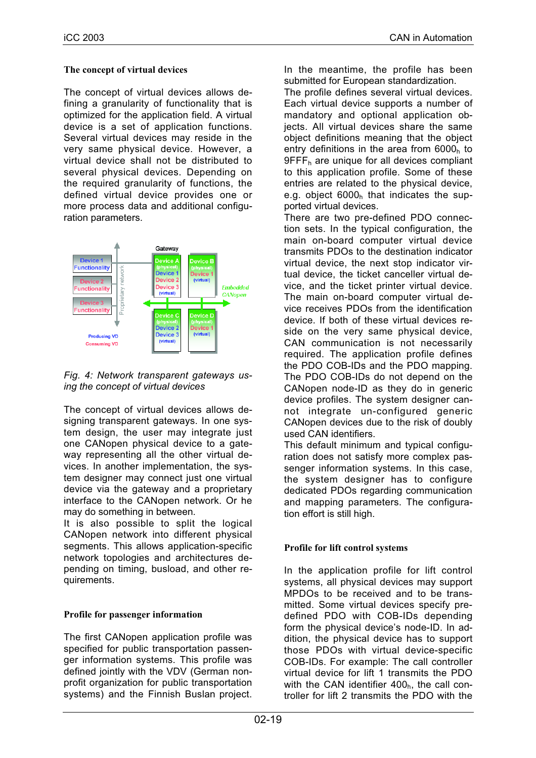## The concept of virtual devices

The concept of virtual devices allows defining a granularity of functionality that is optimized for the application field. A virtual device is a set of application functions. Several virtual devices may reside in the very same physical device. However, a virtual device shall not be distributed to several physical devices. Depending on the required granularity of functions, the defined virtual device provides one or more process data and additional configuration parameters.

*Fig. 4: Network transparent gateways using the concept of virtual devices*

The concept of virtual devices allows designing transparent gateways. In one system design, the user may integrate just one CANopen physical device to a gateway representing all the other virtual devices. In another implementation, the system designer may connect just one virtual device via the gateway and a proprietary interface to the CANopen network. Or he may do something in between.

It is also possible to split the logical CANopen network into different physical segments. This allows application-specific network topologies and architectures depending on timing, busload, and other requirements.

## Profile for passenger information

The first CANopen application profile was specified for public transportation passenger information systems. This profile was defined jointly with the VDV (German non-profit organization for public transportation systems) and the Finnish Buslan project. In the meantime, the profile has been submitted for European standardization.

The profile defines several virtual devices. Each virtual device supports a number of mandatory and optional application objects. All virtual devices share the same object definitions meaning that the object entry definitions in the area from $6000_h$ to $9FFF_h$ are unique for all devices compliant to this application profile. Some of these entries are related to the physical device, e.g. object $6000_h$ that indicates the supported virtual devices.

There are two pre-defined PDO connection sets. In the typical configuration, the main on-board computer virtual device transmits PDOs to the destination indicator virtual device, the next stop indicator virtual device, the ticket canceller virtual device, and the ticket printer virtual device. The main on-board computer virtual device receives PDOs from the identification device. If both of these virtual devices reside on the very same physical device, CAN communication is not necessarily required. The application profile defines the PDO COB-IDs and the PDO mapping. The PDO COB-IDs do not depend on the CANopen node-ID as they do in generic device profiles. The system designer cannot integrate un-configured generic CANopen devices due to the risk of doubly used CAN identifiers.

This default minimum and typical configuration does not satisfy more complex passenger information systems. In this case, the system designer has to configure dedicated PDOs regarding communication and mapping parameters. The configuration effort is still high.

## Profile for lift control systems

In the application profile for lift control systems, all physical devices may support MPDOs to be received and to be transmitted. Some virtual devices specify predefined PDO with COB-IDs depending form the physical device's node-ID. In addition, the physical device has to support those PDOs with virtual device-specific COB-IDs. For example: The call controller virtual device for lift 1 transmits the PDO with the CAN identifier $400_h$, the call controller for lift 2 transmits the PDO with the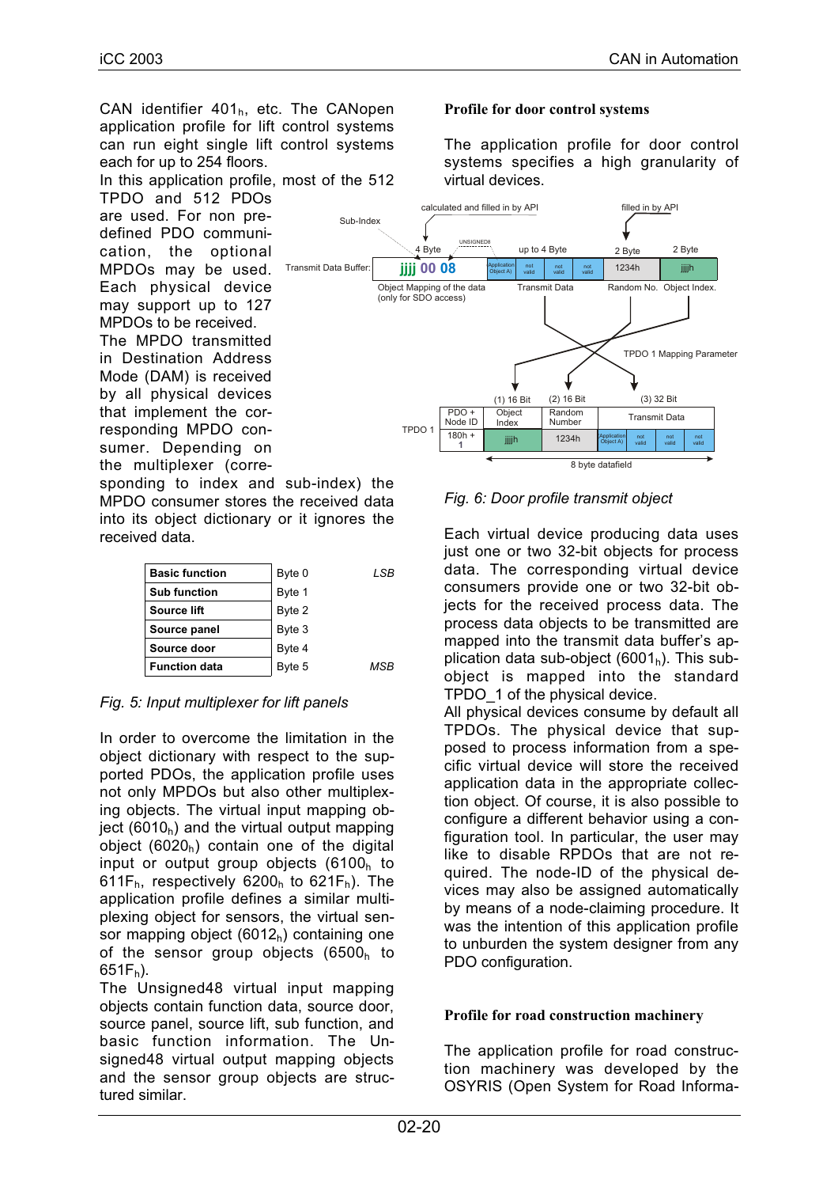CAN identifier $401_h$, etc. The CANopen application profile for lift control systems can run eight single lift control systems each for up to 254 floors.

In this application profile, most of the 512 TPDO and 512 PDOs are used. For non pre-defined PDO communication, the optional MPDOs may be used. Each physical device may support up to 127 MPDOs to be received.

The MPDO transmitted in Destination Address Mode (DAM) is received by all physical devices that implement the corresponding MPDO consumer. Depending on the multiplexer (corresponding to index and sub-index) the MPDO consumer stores the received data into its object dictionary or it ignores the received data.

| | | |
|---|---|---|
| **Basic function** | Byte 0 | *LSB* |
| **Sub function** | Byte 1 | |
| **Source lift** | Byte 2 | |
| **Source panel** | Byte 3 | |
| **Source door** | Byte 4 | |
| **Function data** | Byte 5 | *MSB* |

*Fig. 5: Input multiplexer for lift panels*

In order to overcome the limitation in the object dictionary with respect to the supported PDOs, the application profile uses not only MPDOs but also other multiplexing objects. The virtual input mapping object ($6010_h$) and the virtual output mapping object ($6020_h$) contain one of the digital input or output group objects ($6100_h$ to $611F_h$, respectively $6200_h$ to $621F_h$). The application profile defines a similar multiplexing object for sensors, the virtual sensor mapping object ($6012_h$) containing one of the sensor group objects ($6500_h$ to $651F_h$).

The Unsigned48 virtual input mapping objects contain function data, source door, source panel, source lift, sub function, and basic function information. The Unsigned48 virtual output mapping objects and the sensor group objects are structured similar.

### Profile for door control systems

The application profile for door control systems specifies a high granularity of virtual devices.

*Fig. 6: Door profile transmit object*

Each virtual device producing data uses just one or two 32-bit objects for process data. The corresponding virtual device consumers provide one or two 32-bit objects for the received process data. The process data objects to be transmitted are mapped into the transmit data buffer's application data sub-object ($6001_h$). This sub-object is mapped into the standard TPDO_1 of the physical device.

All physical devices consume by default all TPDOs. The physical device that supposed to process information from a specific virtual device will store the received application data in the appropriate collection object. Of course, it is also possible to configure a different behavior using a configuration tool. In particular, the user may like to disable RPDOs that are not required. The node-ID of the physical devices may also be assigned automatically by means of a node-claiming procedure. It was the intention of this application profile to unburden the system designer from any PDO configuration.

### Profile for road construction machinery

The application profile for road construction machinery was developed by the OSYRIS (Open System for Road Informa-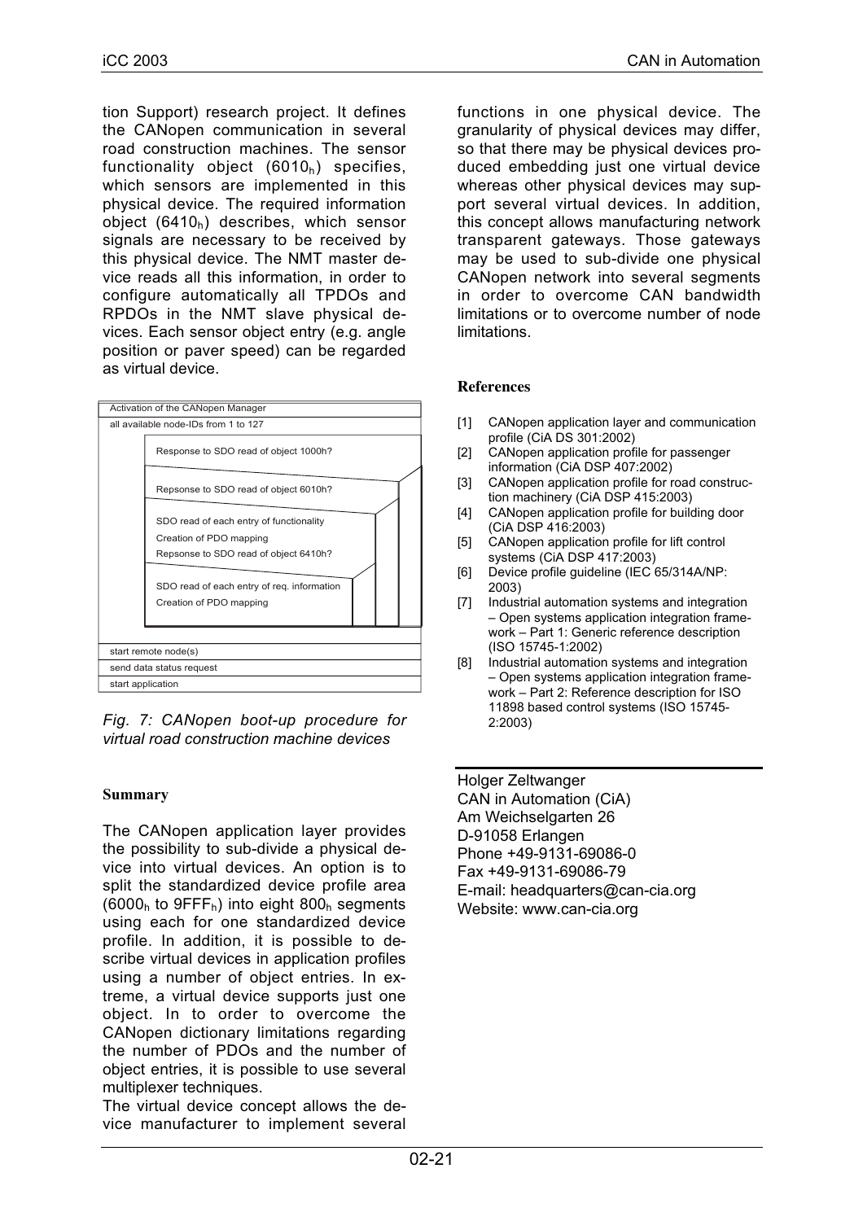tion Support) research project. It defines the CANopen communication in several road construction machines. The sensor functionality object ($6010_h$) specifies, which sensors are implemented in this physical device. The required information object ($6410_h$) describes, which sensor signals are necessary to be received by this physical device. The NMT master device reads all this information, in order to configure automatically all TPDOs and RPDOs in the NMT slave physical devices. Each sensor object entry (e.g. angle position or paver speed) can be regarded as virtual device.

Activation of the CANopen Manager

all available node-IDs from 1 to 127

Response to SDO read of object 1000h?

Repsonse to SDO read of object 6010h?

SDO read of each entry of functionality

Creation of PDO mapping

Repsonse to SDO read of object 6410h?

SDO read of each entry of req. information

Creation of PDO mapping

start remote node(s)

send data status request

start application

*Fig. 7: CANopen boot-up procedure for virtual road construction machine devices*

## Summary

The CANopen application layer provides the possibility to sub-divide a physical device into virtual devices. An option is to split the standardized device profile area ($6000_h$ to $9FFF_h$) into eight $800_h$ segments using each for one standardized device profile. In addition, it is possible to describe virtual devices in application profiles using a number of object entries. In extreme, a virtual device supports just one object. In to order to overcome the CANopen dictionary limitations regarding the number of PDOs and the number of object entries, it is possible to use several multiplexer techniques.

The virtual device concept allows the device manufacturer to implement several functions in one physical device. The granularity of physical devices may differ, so that there may be physical devices produced embedding just one virtual device whereas other physical devices may support several virtual devices. In addition, this concept allows manufacturing network transparent gateways. Those gateways may be used to sub-divide one physical CANopen network into several segments in order to overcome CAN bandwidth limitations or to overcome number of node limitations.

## References

[1] CANopen application layer and communication profile (CiA DS 301:2002)

[2] CANopen application profile for passenger information (CiA DSP 407:2002)

[3] CANopen application profile for road construction machinery (CiA DSP 415:2003)

[4] CANopen application profile for building door (CiA DSP 416:2003)

[5] CANopen application profile for lift control systems (CiA DSP 417:2003)

[6] Device profile guideline (IEC 65/314A/NP: 2003)

[7] Industrial automation systems and integration – Open systems application integration framework – Part 1: Generic reference description (ISO 15745-1:2002)

[8] Industrial automation systems and integration – Open systems application integration framework – Part 2: Reference description for ISO 11898 based control systems (ISO 15745-2:2003)

Holger Zeltwanger
CAN in Automation (CiA)
Am Weichselgarten 26
D-91058 Erlangen
Phone +49-9131-69086-0
Fax +49-9131-69086-79
E-mail: headquarters@can-cia.org
Website: www.can-cia.org